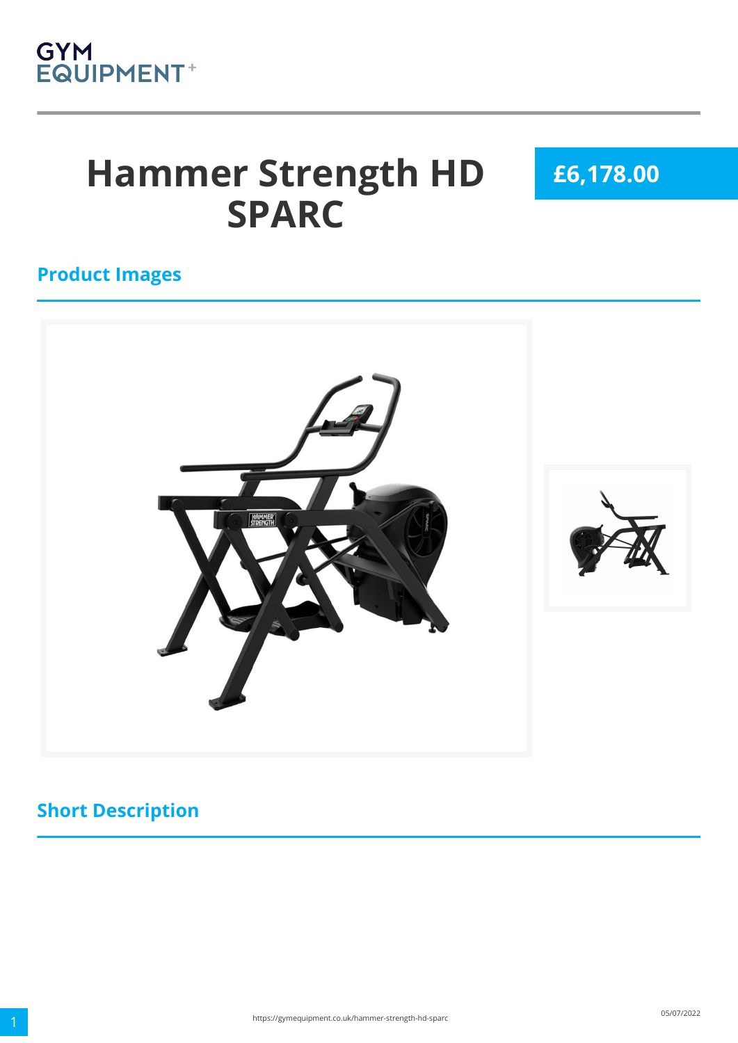# Hammer Strength HD SPARC

**£6,178.00**

## Product Images

## Short Description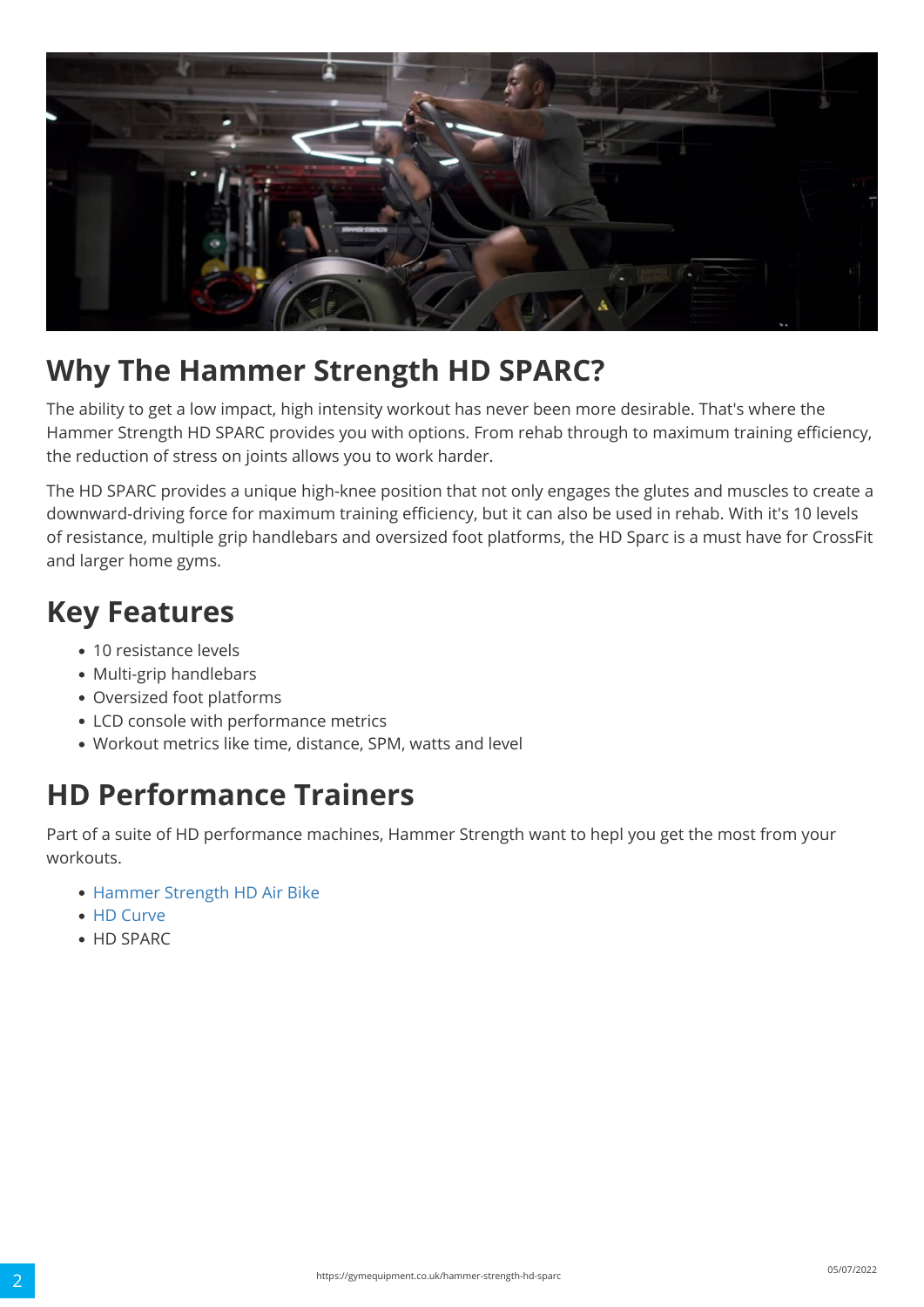## Why The Hammer Strength HD SPARC?

The ability to get a low impact, high intensity workout has never been more desirable. That's where the Hammer Strength HD SPARC provides you with options. From rehab through to maximum training efficiency, the reduction of stress on joints allows you to work harder.

The HD SPARC provides a unique high-knee position that not only engages the glutes and muscles to create a downward-driving force for maximum training efficiency, but it can also be used in rehab. With it's 10 levels of resistance, multiple grip handlebars and oversized foot platforms, the HD Sparc is a must have for CrossFit and larger home gyms.

## Key Features

- 10 resistance levels
- Multi-grip handlebars
- Oversized foot platforms
- LCD console with performance metrics
- Workout metrics like time, distance, SPM, watts and level

## HD Performance Trainers

Part of a suite of HD performance machines, Hammer Strength want to hepl you get the most from your workouts.

- Hammer Strength HD Air Bike
- HD Curve
- HD SPARC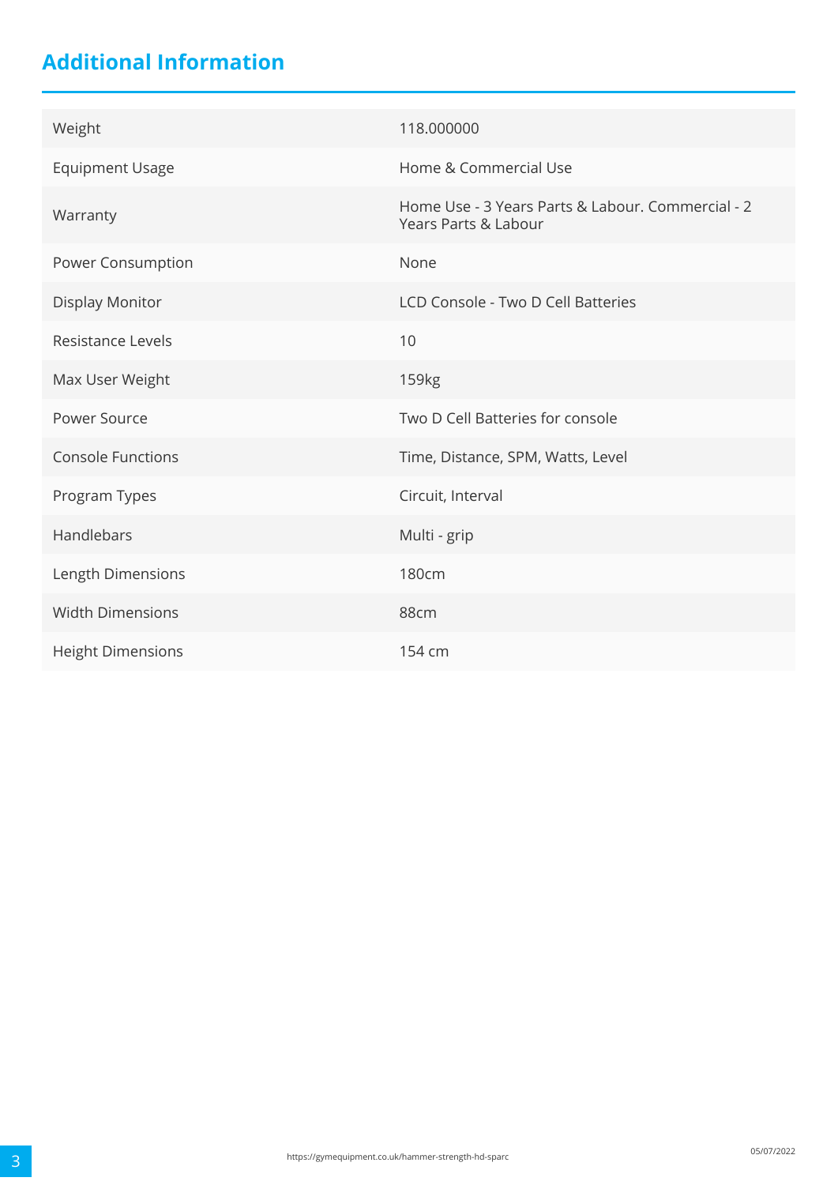## Additional Information

| | |
|---|---|
| Weight | 118.000000 |
| Equipment Usage | Home & Commercial Use |
| Warranty | Home Use - 3 Years Parts & Labour. Commercial - 2 Years Parts & Labour |
| Power Consumption | None |
| Display Monitor | LCD Console - Two D Cell Batteries |
| Resistance Levels | 10 |
| Max User Weight | 159kg |
| Power Source | Two D Cell Batteries for console |
| Console Functions | Time, Distance, SPM, Watts, Level |
| Program Types | Circuit, Interval |
| Handlebars | Multi - grip |
| Length Dimensions | 180cm |
| Width Dimensions | 88cm |
| Height Dimensions | 154 cm |